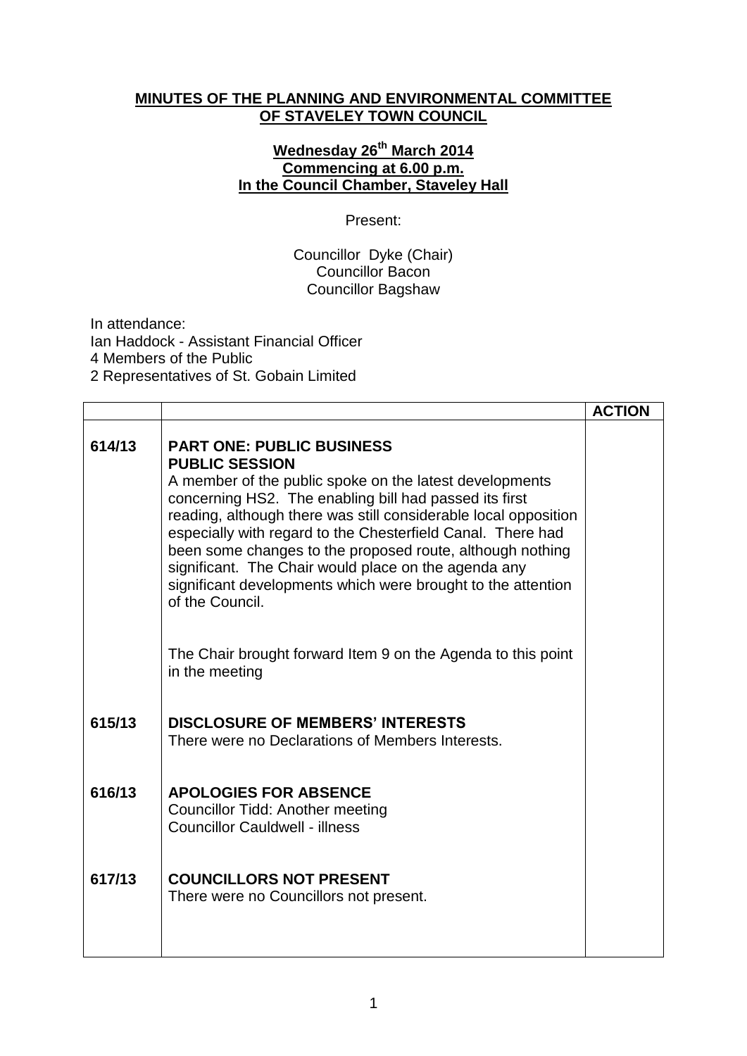**MINUTES OF THE PLANNING AND ENVIRONMENTAL COMMITTEE OF STAVELEY TOWN COUNCIL**

**Wednesday 26th March 2014**
**Commencing at 6.00 p.m.**
**In the Council Chamber, Staveley Hall**

Present:

Councillor Dyke (Chair)
Councillor Bacon
Councillor Bagshaw

In attendance:
Ian Haddock - Assistant Financial Officer
4 Members of the Public
2 Representatives of St. Gobain Limited

| | | ACTION |
|---|---|---|
| 614/13 | **PART ONE: PUBLIC BUSINESS**<br>**PUBLIC SESSION**<br>A member of the public spoke on the latest developments concerning HS2. The enabling bill had passed its first reading, although there was still considerable local opposition especially with regard to the Chesterfield Canal. There had been some changes to the proposed route, although nothing significant. The Chair would place on the agenda any significant developments which were brought to the attention of the Council.<br><br>The Chair brought forward Item 9 on the Agenda to this point in the meeting | |
| 615/13 | **DISCLOSURE OF MEMBERS' INTERESTS**<br>There were no Declarations of Members Interests. | |
| 616/13 | **APOLOGIES FOR ABSENCE**<br>Councillor Tidd: Another meeting<br>Councillor Cauldwell - illness | |
| 617/13 | **COUNCILLORS NOT PRESENT**<br>There were no Councillors not present. | |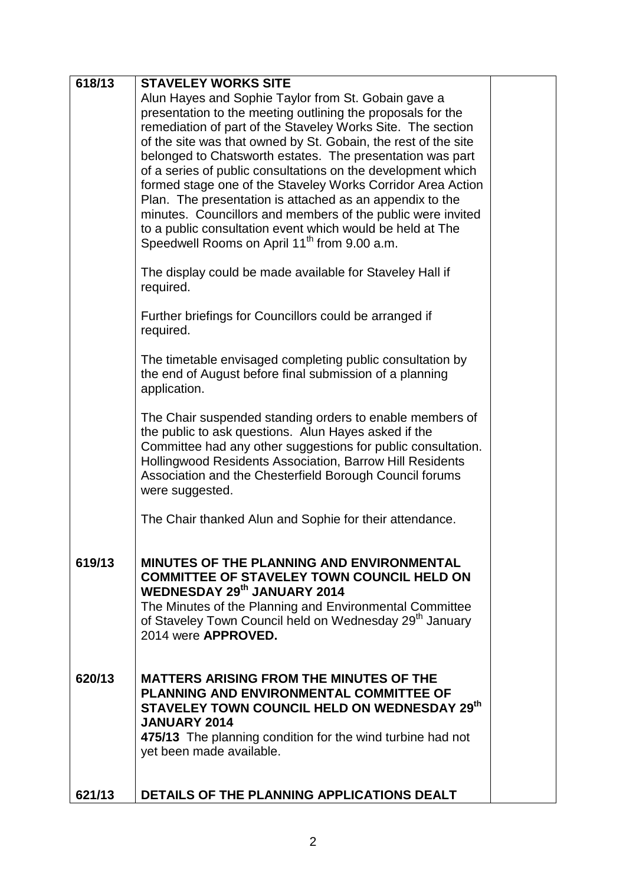| | | |
|---|---|---|
| **618/13** | **STAVELEY WORKS SITE**<br>Alun Hayes and Sophie Taylor from St. Gobain gave a presentation to the meeting outlining the proposals for the remediation of part of the Staveley Works Site. The section of the site was that owned by St. Gobain, the rest of the site belonged to Chatsworth estates. The presentation was part of a series of public consultations on the development which formed stage one of the Staveley Works Corridor Area Action Plan. The presentation is attached as an appendix to the minutes. Councillors and members of the public were invited to a public consultation event which would be held at The Speedwell Rooms on April 11th from 9.00 a.m.<br><br>The display could be made available for Staveley Hall if required.<br><br>Further briefings for Councillors could be arranged if required.<br><br>The timetable envisaged completing public consultation by the end of August before final submission of a planning application.<br><br>The Chair suspended standing orders to enable members of the public to ask questions. Alun Hayes asked if the Committee had any other suggestions for public consultation. Hollingwood Residents Association, Barrow Hill Residents Association and the Chesterfield Borough Council forums were suggested.<br><br>The Chair thanked Alun and Sophie for their attendance. | |
| **619/13** | **MINUTES OF THE PLANNING AND ENVIRONMENTAL COMMITTEE OF STAVELEY TOWN COUNCIL HELD ON WEDNESDAY 29th JANUARY 2014**<br>The Minutes of the Planning and Environmental Committee of Staveley Town Council held on Wednesday 29th January 2014 were **APPROVED.** | |
| **620/13** | **MATTERS ARISING FROM THE MINUTES OF THE PLANNING AND ENVIRONMENTAL COMMITTEE OF STAVELEY TOWN COUNCIL HELD ON WEDNESDAY 29th JANUARY 2014**<br>**475/13** The planning condition for the wind turbine had not yet been made available. | |
| **621/13** | **DETAILS OF THE PLANNING APPLICATIONS DEALT** | |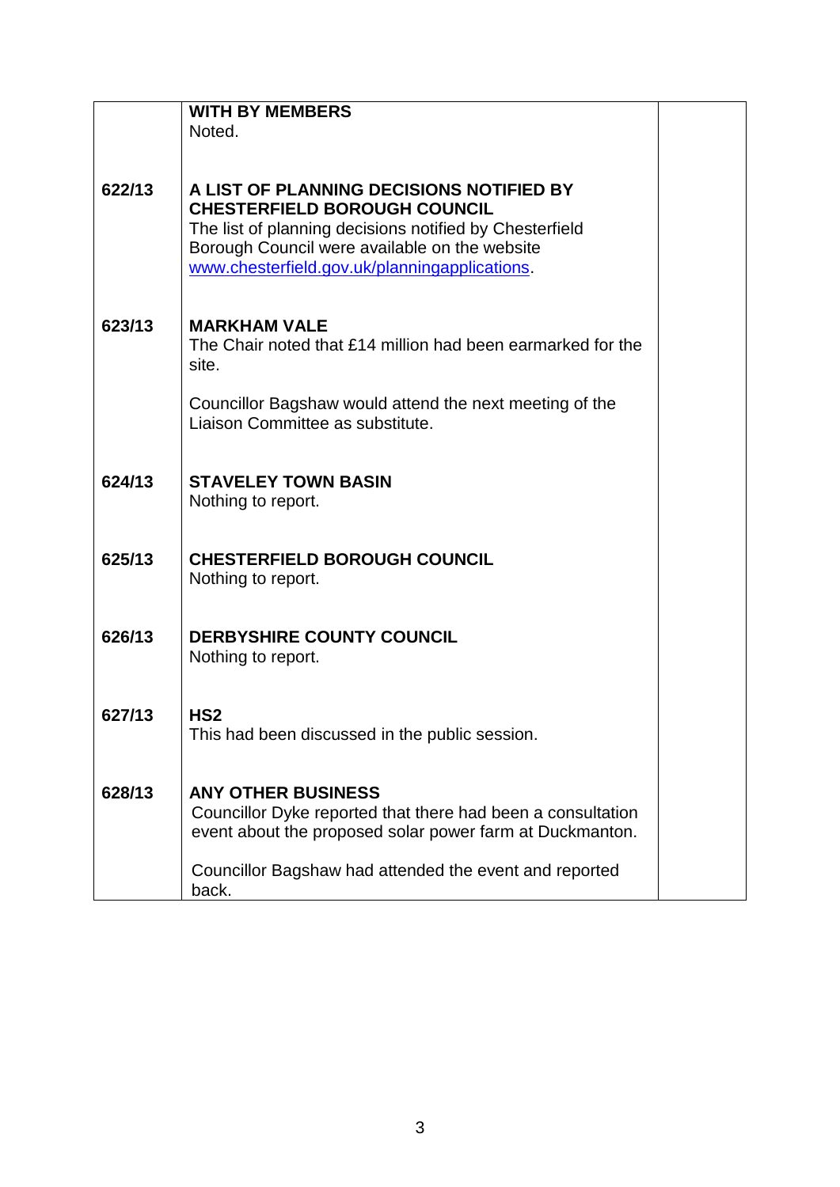| | | |
|---|---|---|
| | **WITH BY MEMBERS**<br>Noted. | |
| **622/13** | **A LIST OF PLANNING DECISIONS NOTIFIED BY CHESTERFIELD BOROUGH COUNCIL**<br>The list of planning decisions notified by Chesterfield Borough Council were available on the website www.chesterfield.gov.uk/planningapplications. | |
| **623/13** | **MARKHAM VALE**<br>The Chair noted that £14 million had been earmarked for the site.<br><br>Councillor Bagshaw would attend the next meeting of the Liaison Committee as substitute. | |
| **624/13** | **STAVELEY TOWN BASIN**<br>Nothing to report. | |
| **625/13** | **CHESTERFIELD BOROUGH COUNCIL**<br>Nothing to report. | |
| **626/13** | **DERBYSHIRE COUNTY COUNCIL**<br>Nothing to report. | |
| **627/13** | **HS2**<br>This had been discussed in the public session. | |
| **628/13** | **ANY OTHER BUSINESS**<br>Councillor Dyke reported that there had been a consultation event about the proposed solar power farm at Duckmanton.<br><br>Councillor Bagshaw had attended the event and reported back. | |